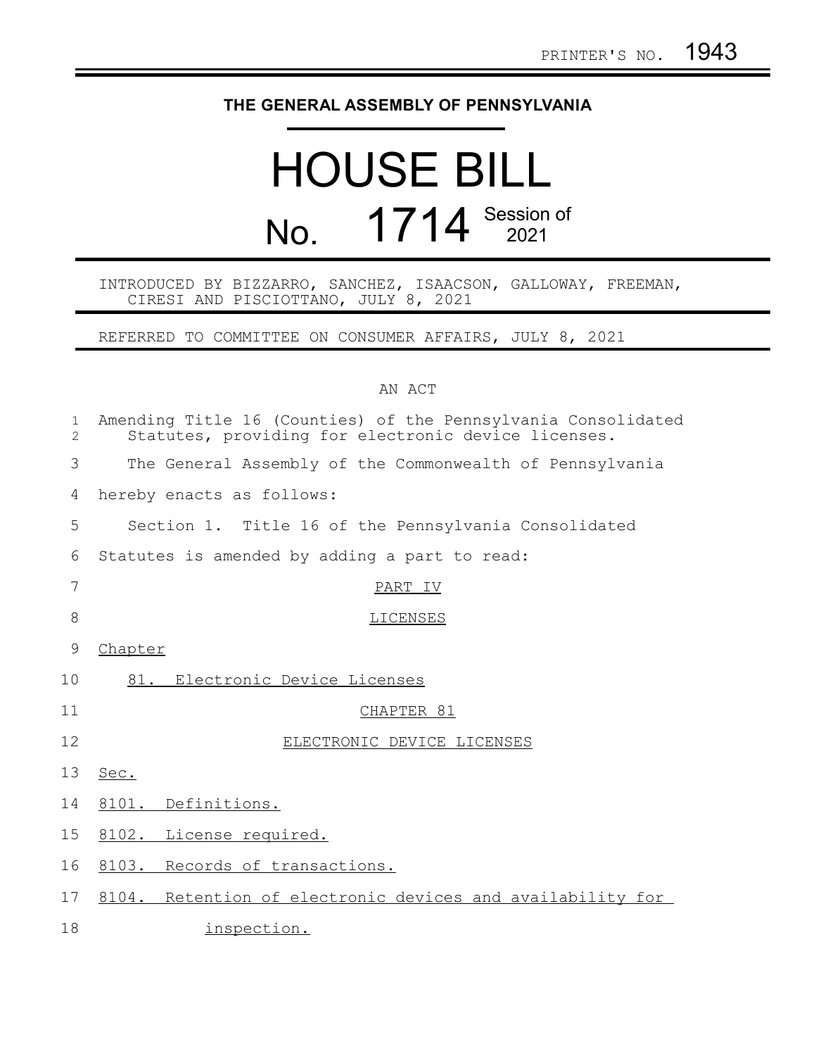PRINTER'S NO. 1943

# THE GENERAL ASSEMBLY OF PENNSYLVANIA

# HOUSE BILL

## No. 1714 Session of 2021

INTRODUCED BY BIZZARRO, SANCHEZ, ISAACSON, GALLOWAY, FREEMAN, CIRESI AND PISCIOTTANO, JULY 8, 2021

REFERRED TO COMMITTEE ON CONSUMER AFFAIRS, JULY 8, 2021

AN ACT

Amending Title 16 (Counties) of the Pennsylvania Consolidated Statutes, providing for electronic device licenses.

The General Assembly of the Commonwealth of Pennsylvania hereby enacts as follows:

Section 1. Title 16 of the Pennsylvania Consolidated Statutes is amended by adding a part to read:

PART IV

LICENSES

Chapter

81. Electronic Device Licenses

CHAPTER 81

ELECTRONIC DEVICE LICENSES

Sec.

8101. Definitions.

8102. License required.

8103. Records of transactions.

8104. Retention of electronic devices and availability for inspection.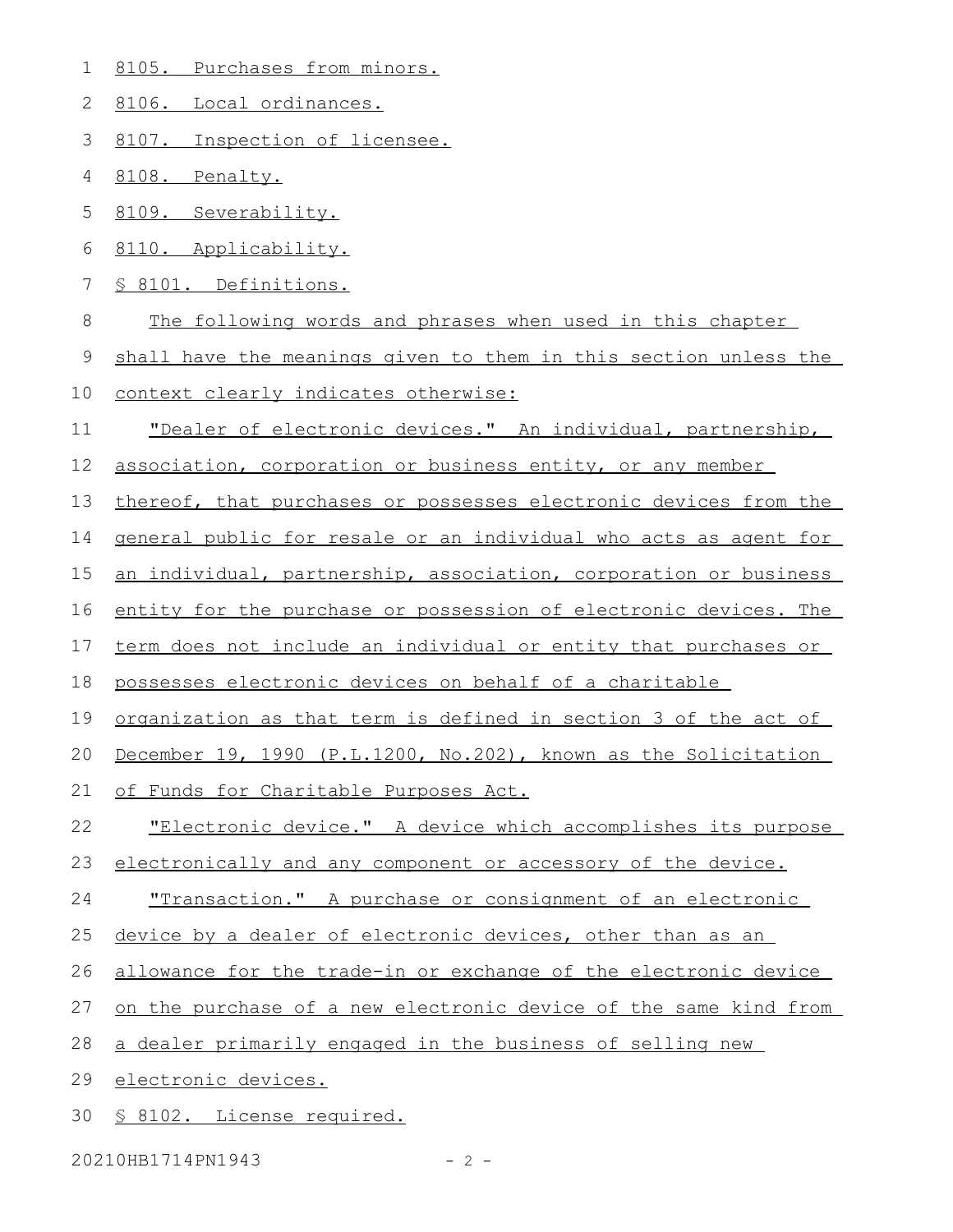8105. Purchases from minors.

8106. Local ordinances.

8107. Inspection of licensee.

8108. Penalty.

8109. Severability.

8110. Applicability.

§ 8101. Definitions.

The following words and phrases when used in this chapter shall have the meanings given to them in this section unless the context clearly indicates otherwise:

"Dealer of electronic devices." An individual, partnership, association, corporation or business entity, or any member thereof, that purchases or possesses electronic devices from the general public for resale or an individual who acts as agent for an individual, partnership, association, corporation or business entity for the purchase or possession of electronic devices. The term does not include an individual or entity that purchases or possesses electronic devices on behalf of a charitable organization as that term is defined in section 3 of the act of December 19, 1990 (P.L.1200, No.202), known as the Solicitation of Funds for Charitable Purposes Act.

"Electronic device." A device which accomplishes its purpose electronically and any component or accessory of the device.

"Transaction." A purchase or consignment of an electronic device by a dealer of electronic devices, other than as an allowance for the trade-in or exchange of the electronic device on the purchase of a new electronic device of the same kind from a dealer primarily engaged in the business of selling new electronic devices.

§ 8102. License required.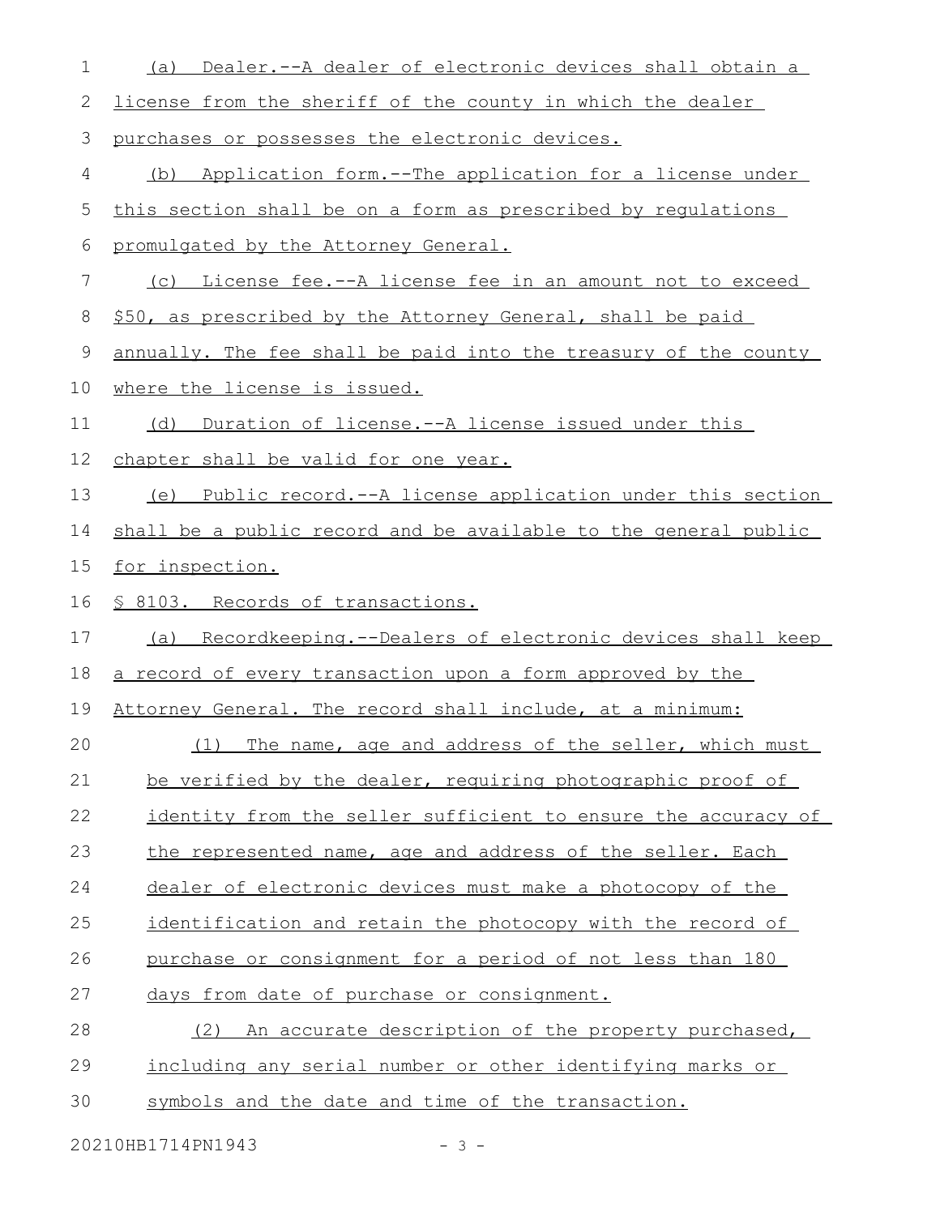(a) Dealer.--A dealer of electronic devices shall obtain a license from the sheriff of the county in which the dealer purchases or possesses the electronic devices.

(b) Application form.--The application for a license under this section shall be on a form as prescribed by regulations promulgated by the Attorney General.

(c) License fee.--A license fee in an amount not to exceed $50, as prescribed by the Attorney General, shall be paid annually. The fee shall be paid into the treasury of the county where the license is issued.

(d) Duration of license.--A license issued under this chapter shall be valid for one year.

(e) Public record.--A license application under this section shall be a public record and be available to the general public for inspection.

§ 8103. Records of transactions.

(a) Recordkeeping.--Dealers of electronic devices shall keep a record of every transaction upon a form approved by the Attorney General. The record shall include, at a minimum:

(1) The name, age and address of the seller, which must be verified by the dealer, requiring photographic proof of identity from the seller sufficient to ensure the accuracy of the represented name, age and address of the seller. Each dealer of electronic devices must make a photocopy of the identification and retain the photocopy with the record of purchase or consignment for a period of not less than 180 days from date of purchase or consignment.

(2) An accurate description of the property purchased, including any serial number or other identifying marks or symbols and the date and time of the transaction.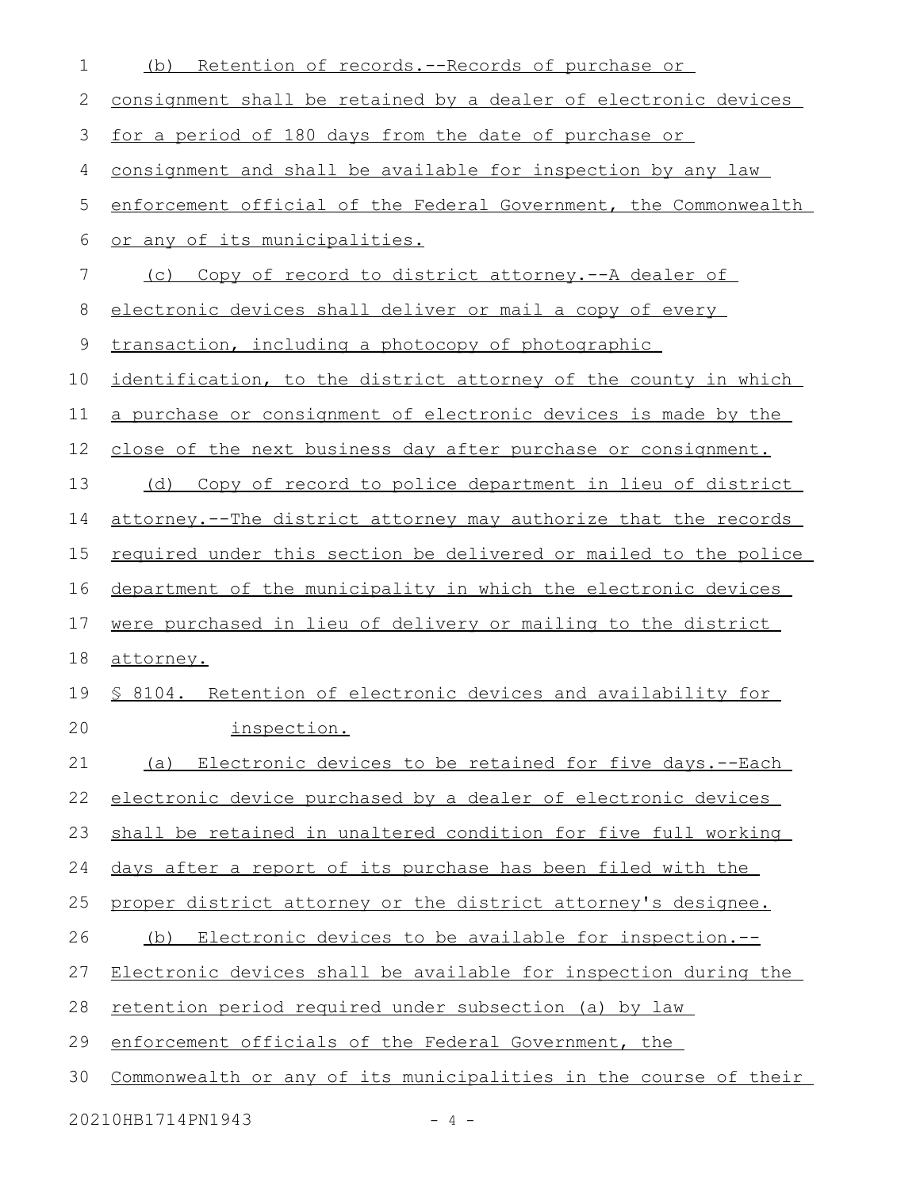(b) Retention of records.--Records of purchase or consignment shall be retained by a dealer of electronic devices for a period of 180 days from the date of purchase or consignment and shall be available for inspection by any law enforcement official of the Federal Government, the Commonwealth or any of its municipalities.

(c) Copy of record to district attorney.--A dealer of electronic devices shall deliver or mail a copy of every transaction, including a photocopy of photographic identification, to the district attorney of the county in which a purchase or consignment of electronic devices is made by the close of the next business day after purchase or consignment.

(d) Copy of record to police department in lieu of district attorney.--The district attorney may authorize that the records required under this section be delivered or mailed to the police department of the municipality in which the electronic devices were purchased in lieu of delivery or mailing to the district attorney.

§ 8104. Retention of electronic devices and availability for inspection.

(a) Electronic devices to be retained for five days.--Each electronic device purchased by a dealer of electronic devices shall be retained in unaltered condition for five full working days after a report of its purchase has been filed with the proper district attorney or the district attorney's designee.

(b) Electronic devices to be available for inspection.--Electronic devices shall be available for inspection during the retention period required under subsection (a) by law enforcement officials of the Federal Government, the Commonwealth or any of its municipalities in the course of their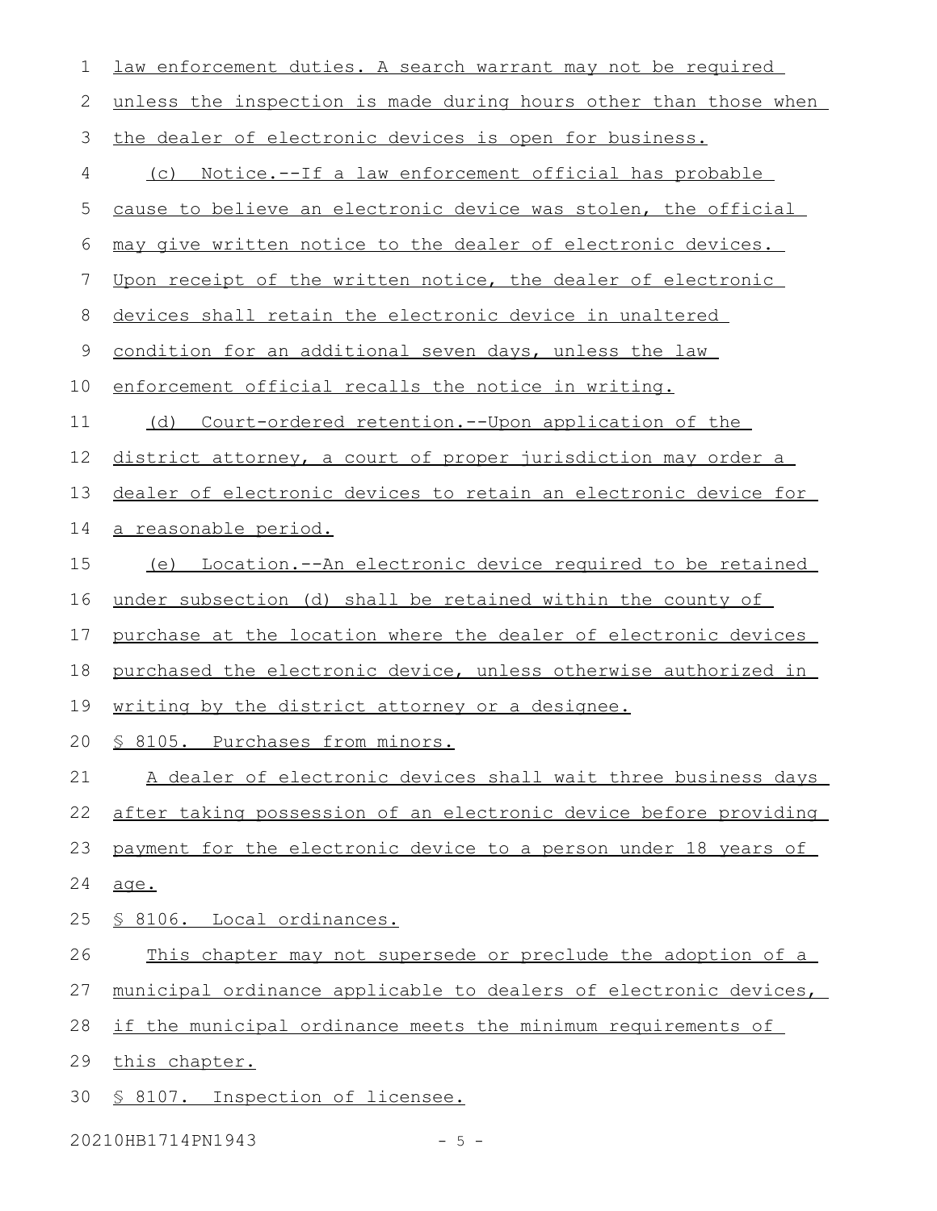law enforcement duties. A search warrant may not be required unless the inspection is made during hours other than those when the dealer of electronic devices is open for business.

(c) Notice.--If a law enforcement official has probable cause to believe an electronic device was stolen, the official may give written notice to the dealer of electronic devices. Upon receipt of the written notice, the dealer of electronic devices shall retain the electronic device in unaltered condition for an additional seven days, unless the law enforcement official recalls the notice in writing.

(d) Court-ordered retention.--Upon application of the district attorney, a court of proper jurisdiction may order a dealer of electronic devices to retain an electronic device for a reasonable period.

(e) Location.--An electronic device required to be retained under subsection (d) shall be retained within the county of purchase at the location where the dealer of electronic devices purchased the electronic device, unless otherwise authorized in writing by the district attorney or a designee.

§ 8105. Purchases from minors.

A dealer of electronic devices shall wait three business days after taking possession of an electronic device before providing payment for the electronic device to a person under 18 years of age.

§ 8106. Local ordinances.

This chapter may not supersede or preclude the adoption of a municipal ordinance applicable to dealers of electronic devices, if the municipal ordinance meets the minimum requirements of this chapter.

§ 8107. Inspection of licensee.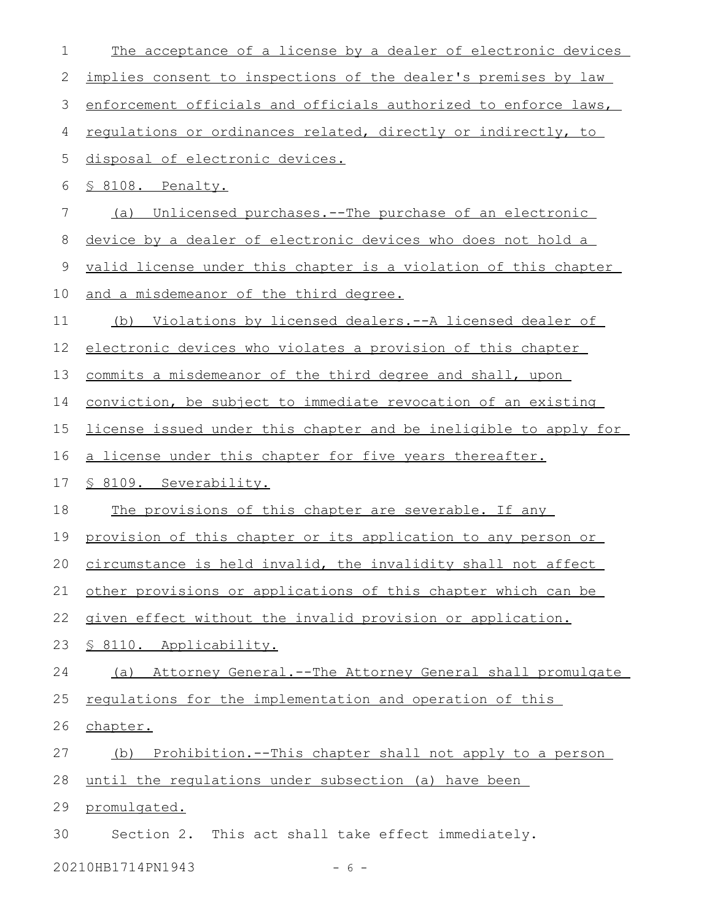The acceptance of a license by a dealer of electronic devices implies consent to inspections of the dealer's premises by law enforcement officials and officials authorized to enforce laws, regulations or ordinances related, directly or indirectly, to disposal of electronic devices.

§ 8108. Penalty.

(a) Unlicensed purchases.--The purchase of an electronic device by a dealer of electronic devices who does not hold a valid license under this chapter is a violation of this chapter and a misdemeanor of the third degree.

(b) Violations by licensed dealers.--A licensed dealer of electronic devices who violates a provision of this chapter commits a misdemeanor of the third degree and shall, upon conviction, be subject to immediate revocation of an existing license issued under this chapter and be ineligible to apply for a license under this chapter for five years thereafter.

§ 8109. Severability.

The provisions of this chapter are severable. If any provision of this chapter or its application to any person or circumstance is held invalid, the invalidity shall not affect other provisions or applications of this chapter which can be given effect without the invalid provision or application.

§ 8110. Applicability.

(a) Attorney General.--The Attorney General shall promulgate regulations for the implementation and operation of this chapter.

(b) Prohibition.--This chapter shall not apply to a person until the regulations under subsection (a) have been promulgated.

Section 2. This act shall take effect immediately.